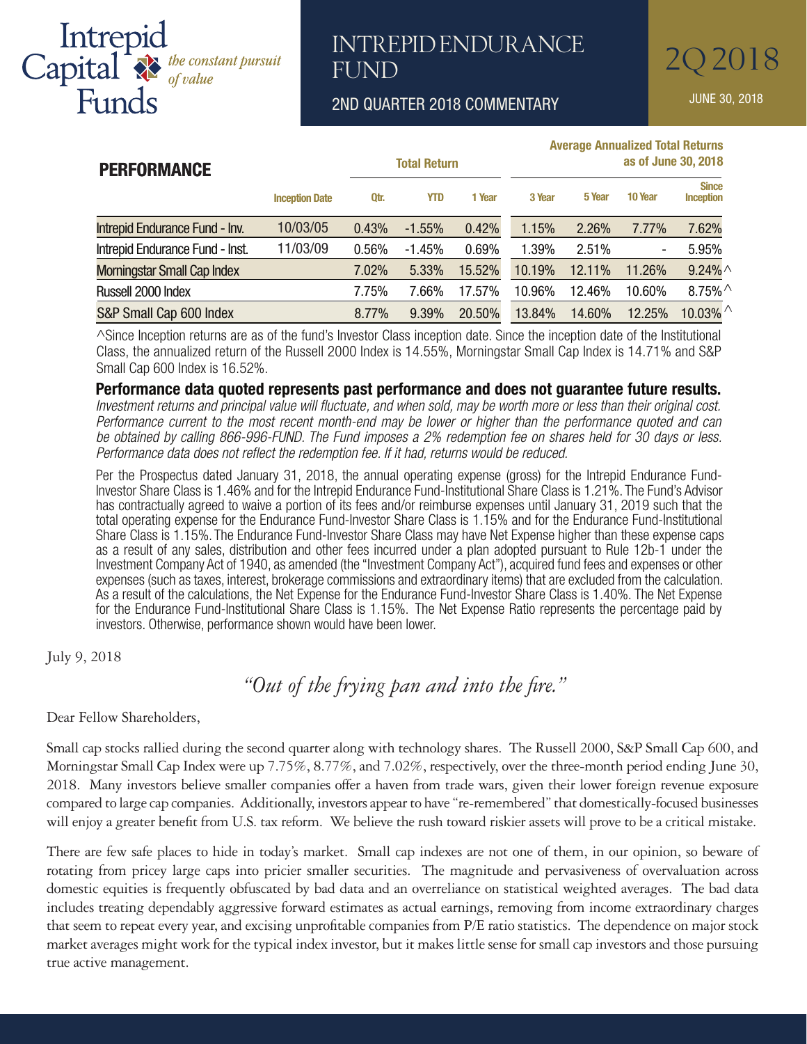# Intrepid Capital Funds — *the constant pursuit of value*

# INTREPID ENDURANCE FUND

## 2ND QUARTER 2018 COMMENTARY

# 2Q 2018

JUNE 30, 2018

## PERFORMANCE

| | | Total Return | | | Average Annualized Total Returns as of June 30, 2018 | | | |
|---|---|---|---|---|---|---|---|---|
| | Inception Date | Qtr. | YTD | 1 Year | 3 Year | 5 Year | 10 Year | Since Inception |
| Intrepid Endurance Fund - Inv. | 10/03/05 | 0.43% | -1.55% | 0.42% | 1.15% | 2.26% | 7.77% | 7.62% |
| Intrepid Endurance Fund - Inst. | 11/03/09 | 0.56% | -1.45% | 0.69% | 1.39% | 2.51% | - | 5.95% |
| Morningstar Small Cap Index | | 7.02% | 5.33% | 15.52% | 10.19% | 12.11% | 11.26% | 9.24%^ |
| Russell 2000 Index | | 7.75% | 7.66% | 17.57% | 10.96% | 12.46% | 10.60% | 8.75%^ |
| S&P Small Cap 600 Index | | 8.77% | 9.39% | 20.50% | 13.84% | 14.60% | 12.25% | 10.03%^ |

^Since Inception returns are as of the fund's Investor Class inception date. Since the inception date of the Institutional Class, the annualized return of the Russell 2000 Index is 14.55%, Morningstar Small Cap Index is 14.71% and S&P Small Cap 600 Index is 16.52%.

**Performance data quoted represents past performance and does not guarantee future results.** *Investment returns and principal value will fluctuate, and when sold, may be worth more or less than their original cost. Performance current to the most recent month-end may be lower or higher than the performance quoted and can be obtained by calling 866-996-FUND. The Fund imposes a 2% redemption fee on shares held for 30 days or less. Performance data does not reflect the redemption fee. If it had, returns would be reduced.*

Per the Prospectus dated January 31, 2018, the annual operating expense (gross) for the Intrepid Endurance Fund-Investor Share Class is 1.46% and for the Intrepid Endurance Fund-Institutional Share Class is 1.21%. The Fund's Advisor has contractually agreed to waive a portion of its fees and/or reimburse expenses until January 31, 2019 such that the total operating expense for the Endurance Fund-Investor Share Class is 1.15% and for the Endurance Fund-Institutional Share Class is 1.15%. The Endurance Fund-Investor Share Class may have Net Expense higher than these expense caps as a result of any sales, distribution and other fees incurred under a plan adopted pursuant to Rule 12b-1 under the Investment Company Act of 1940, as amended (the "Investment Company Act"), acquired fund fees and expenses or other expenses (such as taxes, interest, brokerage commissions and extraordinary items) that are excluded from the calculation. As a result of the calculations, the Net Expense for the Endurance Fund-Investor Share Class is 1.40%. The Net Expense for the Endurance Fund-Institutional Share Class is 1.15%. The Net Expense Ratio represents the percentage paid by investors. Otherwise, performance shown would have been lower.

July 9, 2018

*"Out of the frying pan and into the fire."*

Dear Fellow Shareholders,

Small cap stocks rallied during the second quarter along with technology shares. The Russell 2000, S&P Small Cap 600, and Morningstar Small Cap Index were up 7.75%, 8.77%, and 7.02%, respectively, over the three-month period ending June 30, 2018. Many investors believe smaller companies offer a haven from trade wars, given their lower foreign revenue exposure compared to large cap companies. Additionally, investors appear to have "re-remembered" that domestically-focused businesses will enjoy a greater benefit from U.S. tax reform. We believe the rush toward riskier assets will prove to be a critical mistake.

There are few safe places to hide in today's market. Small cap indexes are not one of them, in our opinion, so beware of rotating from pricey large caps into pricier smaller securities. The magnitude and pervasiveness of overvaluation across domestic equities is frequently obfuscated by bad data and an overreliance on statistical weighted averages. The bad data includes treating dependably aggressive forward estimates as actual earnings, removing from income extraordinary charges that seem to repeat every year, and excising unprofitable companies from P/E ratio statistics. The dependence on major stock market averages might work for the typical index investor, but it makes little sense for small cap investors and those pursuing true active management.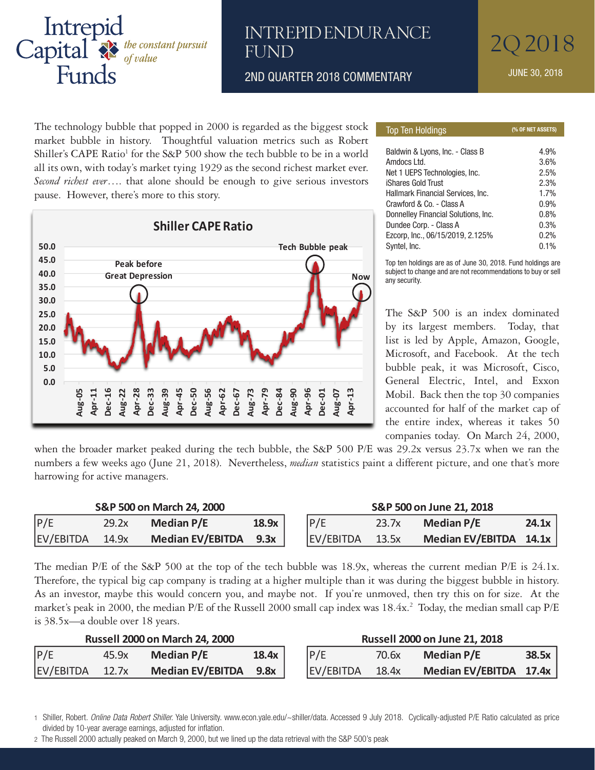The technology bubble that popped in 2000 is regarded as the biggest stock market bubble in history. Thoughtful valuation metrics such as Robert Shiller's CAPE Ratio[1] for the S&P 500 show the tech bubble to be in a world all its own, with today's market tying 1929 as the second richest market ever. *Second richest ever*…. that alone should be enough to give serious investors pause. However, there's more to this story.

**Shiller CAPE Ratio**

| Top Ten Holdings | (% of Net Assets) |
|---|---|
| Baldwin & Lyons, Inc. - Class B | 4.9% |
| Amdocs Ltd. | 3.6% |
| Net 1 UEPS Technologies, Inc. | 2.5% |
| iShares Gold Trust | 2.3% |
| Hallmark Financial Services, Inc. | 1.7% |
| Crawford & Co. - Class A | 0.9% |
| Donnelley Financial Solutions, Inc. | 0.8% |
| Dundee Corp. - Class A | 0.3% |
| Ezcorp, Inc., 06/15/2019, 2.125% | 0.2% |
| Syntel, Inc. | 0.1% |

Top ten holdings are as of June 30, 2018. Fund holdings are subject to change and are not recommendations to buy or sell any security.

The S&P 500 is an index dominated by its largest members. Today, that list is led by Apple, Amazon, Google, Microsoft, and Facebook. At the tech bubble peak, it was Microsoft, Cisco, General Electric, Intel, and Exxon Mobil. Back then the top 30 companies accounted for half of the market cap of the entire index, whereas it takes 50 companies today. On March 24, 2000, when the broader market peaked during the tech bubble, the S&P 500 P/E was 29.2x versus 23.7x when we ran the numbers a few weeks ago (June 21, 2018). Nevertheless, *median* statistics paint a different picture, and one that's more harrowing for active managers.

**S&P 500 on March 24, 2000**

| | | | |
|---|---|---|---|
| P/E | 29.2x | **Median P/E** | **18.9x** |
| EV/EBITDA | 14.9x | **Median EV/EBITDA** | **9.3x** |

**S&P 500 on June 21, 2018**

| | | | |
|---|---|---|---|
| P/E | 23.7x | **Median P/E** | **24.1x** |
| EV/EBITDA | 13.5x | **Median EV/EBITDA** | **14.1x** |

The median P/E of the S&P 500 at the top of the tech bubble was 18.9x, whereas the current median P/E is 24.1x. Therefore, the typical big cap company is trading at a higher multiple than it was during the biggest bubble in history. As an investor, maybe this would concern you, and maybe not. If you're unmoved, then try this on for size. At the market's peak in 2000, the median P/E of the Russell 2000 small cap index was 18.4x.[2] Today, the median small cap P/E is 38.5x—a double over 18 years.

**Russell 2000 on March 24, 2000**

| | | | |
|---|---|---|---|
| P/E | 45.9x | **Median P/E** | **18.4x** |
| EV/EBITDA | 12.7x | **Median EV/EBITDA** | **9.8x** |

**Russell 2000 on June 21, 2018**

| | | | |
|---|---|---|---|
| P/E | 70.6x | **Median P/E** | **38.5x** |
| EV/EBITDA | 18.4x | **Median EV/EBITDA** | **17.4x** |

1 Shiller, Robert. *Online Data Robert Shiller.* Yale University. www.econ.yale.edu/~shiller/data. Accessed 9 July 2018. Cyclically-adjusted P/E Ratio calculated as price divided by 10-year average earnings, adjusted for inflation.

2 The Russell 2000 actually peaked on March 9, 2000, but we lined up the data retrieval with the S&P 500's peak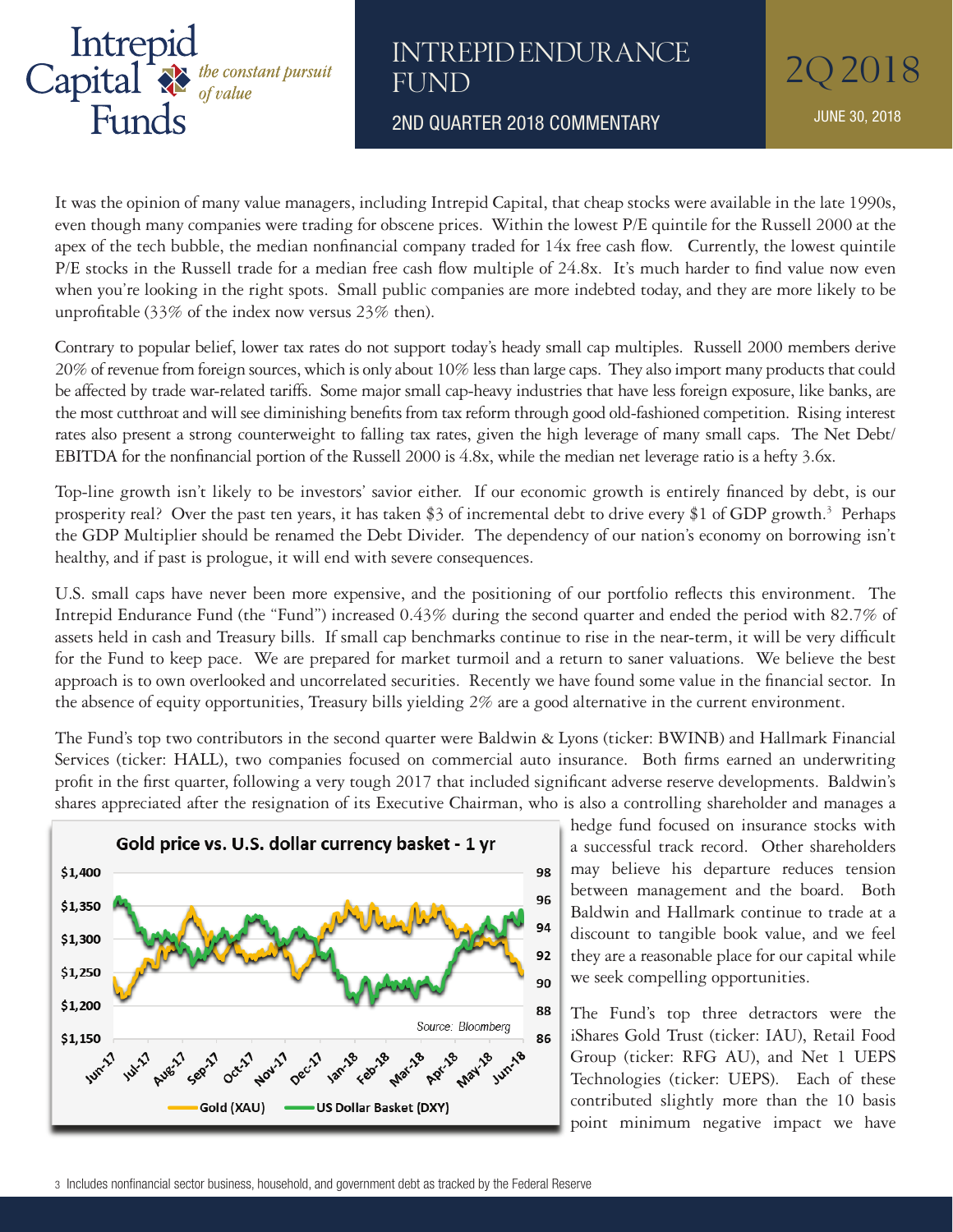It was the opinion of many value managers, including Intrepid Capital, that cheap stocks were available in the late 1990s, even though many companies were trading for obscene prices. Within the lowest P/E quintile for the Russell 2000 at the apex of the tech bubble, the median nonfinancial company traded for 14x free cash flow. Currently, the lowest quintile P/E stocks in the Russell trade for a median free cash flow multiple of 24.8x. It's much harder to find value now even when you're looking in the right spots. Small public companies are more indebted today, and they are more likely to be unprofitable (33% of the index now versus 23% then).

Contrary to popular belief, lower tax rates do not support today's heady small cap multiples. Russell 2000 members derive 20% of revenue from foreign sources, which is only about 10% less than large caps. They also import many products that could be affected by trade war-related tariffs. Some major small cap-heavy industries that have less foreign exposure, like banks, are the most cutthroat and will see diminishing benefits from tax reform through good old-fashioned competition. Rising interest rates also present a strong counterweight to falling tax rates, given the high leverage of many small caps. The Net Debt/EBITDA for the nonfinancial portion of the Russell 2000 is 4.8x, while the median net leverage ratio is a hefty 3.6x.

Top-line growth isn't likely to be investors' savior either. If our economic growth is entirely financed by debt, is our prosperity real? Over the past ten years, it has taken $3 of incremental debt to drive every $1 of GDP growth.[3] Perhaps the GDP Multiplier should be renamed the Debt Divider. The dependency of our nation's economy on borrowing isn't healthy, and if past is prologue, it will end with severe consequences.

U.S. small caps have never been more expensive, and the positioning of our portfolio reflects this environment. The Intrepid Endurance Fund (the "Fund") increased 0.43% during the second quarter and ended the period with 82.7% of assets held in cash and Treasury bills. If small cap benchmarks continue to rise in the near-term, it will be very difficult for the Fund to keep pace. We are prepared for market turmoil and a return to saner valuations. We believe the best approach is to own overlooked and uncorrelated securities. Recently we have found some value in the financial sector. In the absence of equity opportunities, Treasury bills yielding 2% are a good alternative in the current environment.

The Fund's top two contributors in the second quarter were Baldwin & Lyons (ticker: BWINB) and Hallmark Financial Services (ticker: HALL), two companies focused on commercial auto insurance. Both firms earned an underwriting profit in the first quarter, following a very tough 2017 that included significant adverse reserve developments. Baldwin's shares appreciated after the resignation of its Executive Chairman, who is also a controlling shareholder and manages a hedge fund focused on insurance stocks with a successful track record. Other shareholders may believe his departure reduces tension between management and the board. Both Baldwin and Hallmark continue to trade at a discount to tangible book value, and we feel they are a reasonable place for our capital while we seek compelling opportunities.

**Gold price vs. U.S. dollar currency basket - 1 yr**

Source: Bloomberg

Gold (XAU) — US Dollar Basket (DXY)

The Fund's top three detractors were the iShares Gold Trust (ticker: IAU), Retail Food Group (ticker: RFG AU), and Net 1 UEPS Technologies (ticker: UEPS). Each of these contributed slightly more than the 10 basis point minimum negative impact we have

3 Includes nonfinancial sector business, household, and government debt as tracked by the Federal Reserve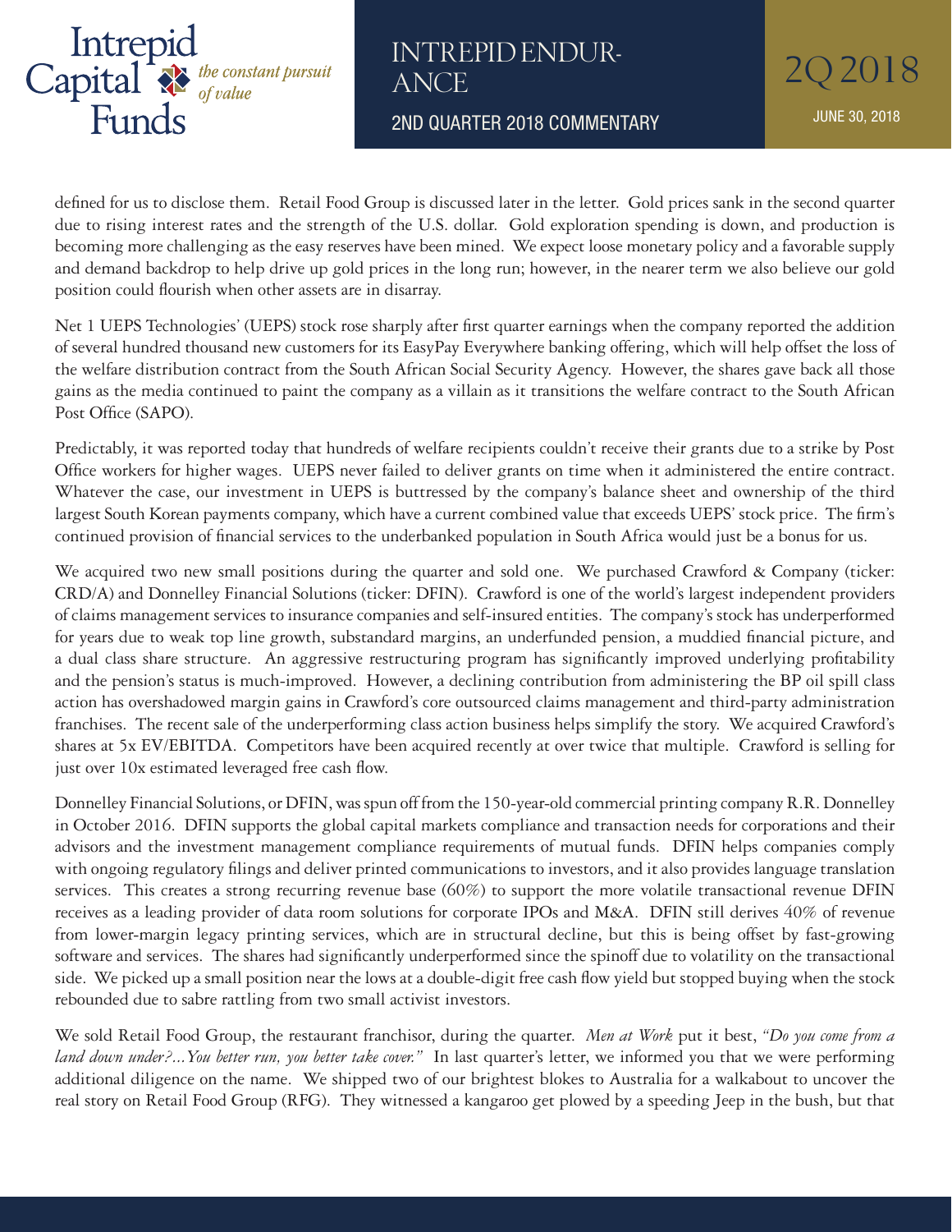defined for us to disclose them. Retail Food Group is discussed later in the letter. Gold prices sank in the second quarter due to rising interest rates and the strength of the U.S. dollar. Gold exploration spending is down, and production is becoming more challenging as the easy reserves have been mined. We expect loose monetary policy and a favorable supply and demand backdrop to help drive up gold prices in the long run; however, in the nearer term we also believe our gold position could flourish when other assets are in disarray.

Net 1 UEPS Technologies' (UEPS) stock rose sharply after first quarter earnings when the company reported the addition of several hundred thousand new customers for its EasyPay Everywhere banking offering, which will help offset the loss of the welfare distribution contract from the South African Social Security Agency. However, the shares gave back all those gains as the media continued to paint the company as a villain as it transitions the welfare contract to the South African Post Office (SAPO).

Predictably, it was reported today that hundreds of welfare recipients couldn't receive their grants due to a strike by Post Office workers for higher wages. UEPS never failed to deliver grants on time when it administered the entire contract. Whatever the case, our investment in UEPS is buttressed by the company's balance sheet and ownership of the third largest South Korean payments company, which have a current combined value that exceeds UEPS' stock price. The firm's continued provision of financial services to the underbanked population in South Africa would just be a bonus for us.

We acquired two new small positions during the quarter and sold one. We purchased Crawford & Company (ticker: CRD/A) and Donnelley Financial Solutions (ticker: DFIN). Crawford is one of the world's largest independent providers of claims management services to insurance companies and self-insured entities. The company's stock has underperformed for years due to weak top line growth, substandard margins, an underfunded pension, a muddied financial picture, and a dual class share structure. An aggressive restructuring program has significantly improved underlying profitability and the pension's status is much-improved. However, a declining contribution from administering the BP oil spill class action has overshadowed margin gains in Crawford's core outsourced claims management and third-party administration franchises. The recent sale of the underperforming class action business helps simplify the story. We acquired Crawford's shares at 5x EV/EBITDA. Competitors have been acquired recently at over twice that multiple. Crawford is selling for just over 10x estimated leveraged free cash flow.

Donnelley Financial Solutions, or DFIN, was spun off from the 150-year-old commercial printing company R.R. Donnelley in October 2016. DFIN supports the global capital markets compliance and transaction needs for corporations and their advisors and the investment management compliance requirements of mutual funds. DFIN helps companies comply with ongoing regulatory filings and deliver printed communications to investors, and it also provides language translation services. This creates a strong recurring revenue base (60%) to support the more volatile transactional revenue DFIN receives as a leading provider of data room solutions for corporate IPOs and M&A. DFIN still derives 40% of revenue from lower-margin legacy printing services, which are in structural decline, but this is being offset by fast-growing software and services. The shares had significantly underperformed since the spinoff due to volatility on the transactional side. We picked up a small position near the lows at a double-digit free cash flow yield but stopped buying when the stock rebounded due to sabre rattling from two small activist investors.

We sold Retail Food Group, the restaurant franchisor, during the quarter. *Men at Work* put it best, *"Do you come from a land down under?...You better run, you better take cover."* In last quarter's letter, we informed you that we were performing additional diligence on the name. We shipped two of our brightest blokes to Australia for a walkabout to uncover the real story on Retail Food Group (RFG). They witnessed a kangaroo get plowed by a speeding Jeep in the bush, but that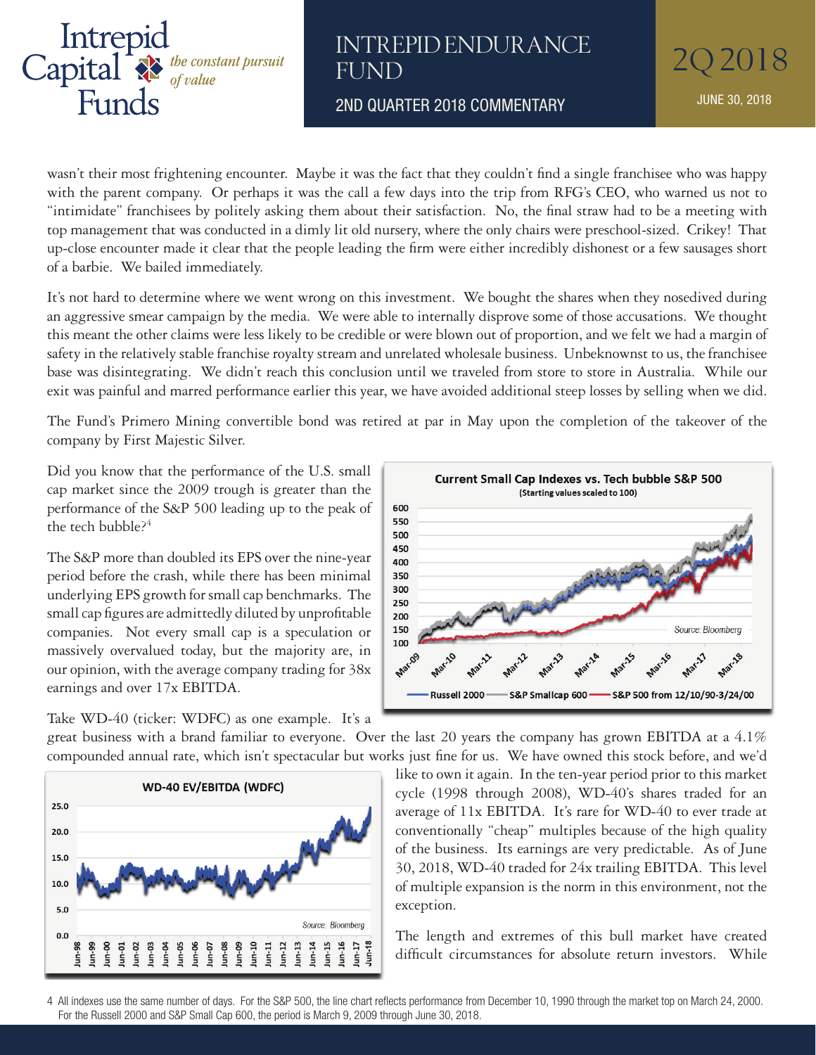wasn't their most frightening encounter. Maybe it was the fact that they couldn't find a single franchisee who was happy with the parent company. Or perhaps it was the call a few days into the trip from RFG's CEO, who warned us not to "intimidate" franchisees by politely asking them about their satisfaction. No, the final straw had to be a meeting with top management that was conducted in a dimly lit old nursery, where the only chairs were preschool-sized. Crikey! That up-close encounter made it clear that the people leading the firm were either incredibly dishonest or a few sausages short of a barbie. We bailed immediately.

It's not hard to determine where we went wrong on this investment. We bought the shares when they nosedived during an aggressive smear campaign by the media. We were able to internally disprove some of those accusations. We thought this meant the other claims were less likely to be credible or were blown out of proportion, and we felt we had a margin of safety in the relatively stable franchise royalty stream and unrelated wholesale business. Unbeknownst to us, the franchisee base was disintegrating. We didn't reach this conclusion until we traveled from store to store in Australia. While our exit was painful and marred performance earlier this year, we have avoided additional steep losses by selling when we did.

The Fund's Primero Mining convertible bond was retired at par in May upon the completion of the takeover of the company by First Majestic Silver.

Did you know that the performance of the U.S. small cap market since the 2009 trough is greater than the performance of the S&P 500 leading up to the peak of the tech bubble?[4]

**Current Small Cap Indexes vs. Tech bubble S&P 500**
(Starting values scaled to 100)

Russell 2000 — S&P Smallcap 600 — S&P 500 from 12/10/90-3/24/00

Source: Bloomberg

The S&P more than doubled its EPS over the nine-year period before the crash, while there has been minimal underlying EPS growth for small cap benchmarks. The small cap figures are admittedly diluted by unprofitable companies. Not every small cap is a speculation or massively overvalued today, but the majority are, in our opinion, with the average company trading for 38x earnings and over 17x EBITDA.

Take WD-40 (ticker: WDFC) as one example. It's a great business with a brand familiar to everyone. Over the last 20 years the company has grown EBITDA at a 4.1% compounded annual rate, which isn't spectacular but works just fine for us. We have owned this stock before, and we'd like to own it again. In the ten-year period prior to this market cycle (1998 through 2008), WD-40's shares traded for an average of 11x EBITDA. It's rare for WD-40 to ever trade at conventionally "cheap" multiples because of the high quality of the business. Its earnings are very predictable. As of June 30, 2018, WD-40 traded for 24x trailing EBITDA. This level of multiple expansion is the norm in this environment, not the exception.

**WD-40 EV/EBITDA (WDFC)**

Source: Bloomberg

The length and extremes of this bull market have created difficult circumstances for absolute return investors. While

4 All indexes use the same number of days. For the S&P 500, the line chart reflects performance from December 10, 1990 through the market top on March 24, 2000. For the Russell 2000 and S&P Small Cap 600, the period is March 9, 2009 through June 30, 2018.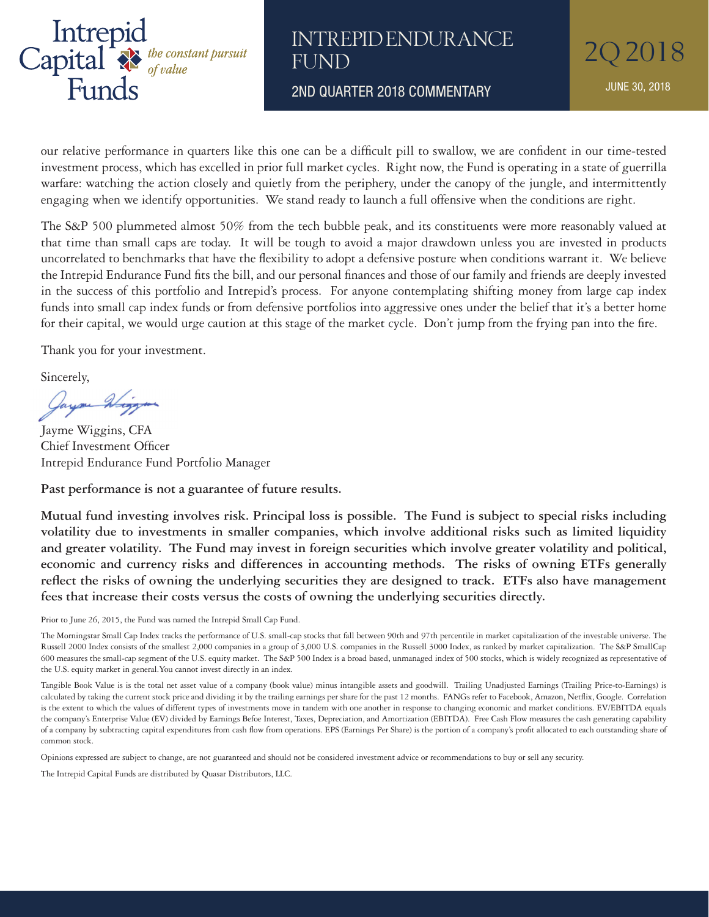our relative performance in quarters like this one can be a difficult pill to swallow, we are confident in our time-tested investment process, which has excelled in prior full market cycles. Right now, the Fund is operating in a state of guerrilla warfare: watching the action closely and quietly from the periphery, under the canopy of the jungle, and intermittently engaging when we identify opportunities. We stand ready to launch a full offensive when the conditions are right.

The S&P 500 plummeted almost 50% from the tech bubble peak, and its constituents were more reasonably valued at that time than small caps are today. It will be tough to avoid a major drawdown unless you are invested in products uncorrelated to benchmarks that have the flexibility to adopt a defensive posture when conditions warrant it. We believe the Intrepid Endurance Fund fits the bill, and our personal finances and those of our family and friends are deeply invested in the success of this portfolio and Intrepid's process. For anyone contemplating shifting money from large cap index funds into small cap index funds or from defensive portfolios into aggressive ones under the belief that it's a better home for their capital, we would urge caution at this stage of the market cycle. Don't jump from the frying pan into the fire.

Thank you for your investment.

Sincerely,

Jayme Wiggins, CFA
Chief Investment Officer
Intrepid Endurance Fund Portfolio Manager

**Past performance is not a guarantee of future results.**

**Mutual fund investing involves risk. Principal loss is possible. The Fund is subject to special risks including volatility due to investments in smaller companies, which involve additional risks such as limited liquidity and greater volatility. The Fund may invest in foreign securities which involve greater volatility and political, economic and currency risks and differences in accounting methods. The risks of owning ETFs generally reflect the risks of owning the underlying securities they are designed to track. ETFs also have management fees that increase their costs versus the costs of owning the underlying securities directly.**

Prior to June 26, 2015, the Fund was named the Intrepid Small Cap Fund.

The Morningstar Small Cap Index tracks the performance of U.S. small-cap stocks that fall between 90th and 97th percentile in market capitalization of the investable universe. The Russell 2000 Index consists of the smallest 2,000 companies in a group of 3,000 U.S. companies in the Russell 3000 Index, as ranked by market capitalization. The S&P SmallCap 600 measures the small-cap segment of the U.S. equity market. The S&P 500 Index is a broad based, unmanaged index of 500 stocks, which is widely recognized as representative of the U.S. equity market in general.You cannot invest directly in an index.

Tangible Book Value is is the total net asset value of a company (book value) minus intangible assets and goodwill. Trailing Unadjusted Earnings (Trailing Price-to-Earnings) is calculated by taking the current stock price and dividing it by the trailing earnings per share for the past 12 months. FANGs refer to Facebook, Amazon, Netflix, Google. Correlation is the extent to which the values of different types of investments move in tandem with one another in response to changing economic and market conditions. EV/EBITDA equals the company's Enterprise Value (EV) divided by Earnings Befoe Interest, Taxes, Depreciation, and Amortization (EBITDA). Free Cash Flow measures the cash generating capability of a company by subtracting capital expenditures from cash flow from operations. EPS (Earnings Per Share) is the portion of a company's profit allocated to each outstanding share of common stock.

Opinions expressed are subject to change, are not guaranteed and should not be considered investment advice or recommendations to buy or sell any security.

The Intrepid Capital Funds are distributed by Quasar Distributors, LLC.